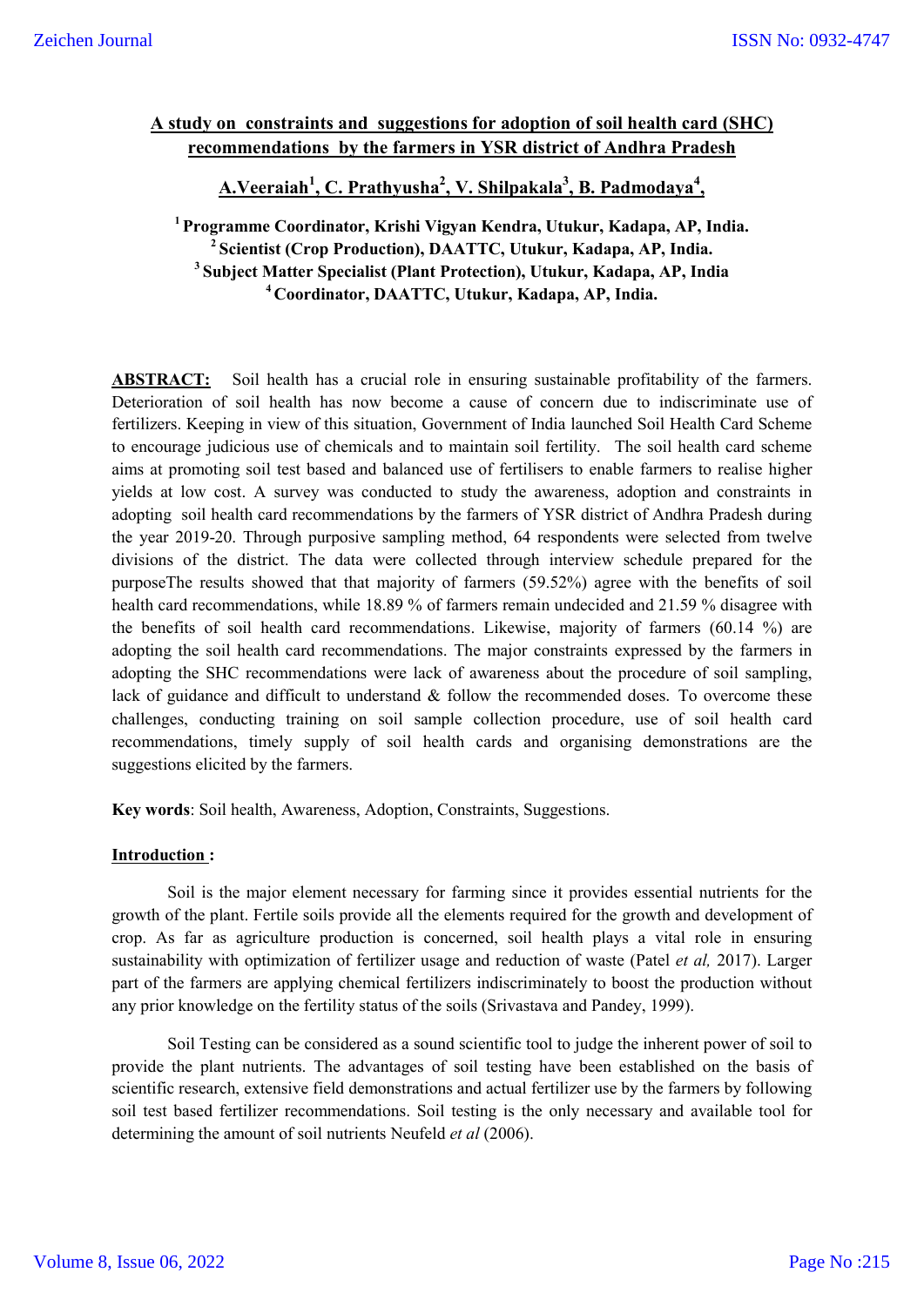# A study on constraints and suggestions for adoption of soil health card (SHC) recommendations by the farmers in YSR district of Andhra Pradesh

**A.Veeraiah[1], C. Prathyusha[2], V. Shilpakala[3], B. Padmodaya[4],**

**[1] Programme Coordinator, Krishi Vigyan Kendra, Utukur, Kadapa, AP, India.**
**[2] Scientist (Crop Production), DAATTC, Utukur, Kadapa, AP, India.**
**[3] Subject Matter Specialist (Plant Protection), Utukur, Kadapa, AP, India**
**[4] Coordinator, DAATTC, Utukur, Kadapa, AP, India.**

**ABSTRACT:** Soil health has a crucial role in ensuring sustainable profitability of the farmers. Deterioration of soil health has now become a cause of concern due to indiscriminate use of fertilizers. Keeping in view of this situation, Government of India launched Soil Health Card Scheme to encourage judicious use of chemicals and to maintain soil fertility. The soil health card scheme aims at promoting soil test based and balanced use of fertilisers to enable farmers to realise higher yields at low cost. A survey was conducted to study the awareness, adoption and constraints in adopting soil health card recommendations by the farmers of YSR district of Andhra Pradesh during the year 2019-20. Through purposive sampling method, 64 respondents were selected from twelve divisions of the district. The data were collected through interview schedule prepared for the purposeThe results showed that that majority of farmers (59.52%) agree with the benefits of soil health card recommendations, while 18.89 % of farmers remain undecided and 21.59 % disagree with the benefits of soil health card recommendations. Likewise, majority of farmers (60.14 %) are adopting the soil health card recommendations. The major constraints expressed by the farmers in adopting the SHC recommendations were lack of awareness about the procedure of soil sampling, lack of guidance and difficult to understand & follow the recommended doses. To overcome these challenges, conducting training on soil sample collection procedure, use of soil health card recommendations, timely supply of soil health cards and organising demonstrations are the suggestions elicited by the farmers.

**Key words**: Soil health, Awareness, Adoption, Constraints, Suggestions.

## Introduction :

Soil is the major element necessary for farming since it provides essential nutrients for the growth of the plant. Fertile soils provide all the elements required for the growth and development of crop. As far as agriculture production is concerned, soil health plays a vital role in ensuring sustainability with optimization of fertilizer usage and reduction of waste (Patel *et al,* 2017). Larger part of the farmers are applying chemical fertilizers indiscriminately to boost the production without any prior knowledge on the fertility status of the soils (Srivastava and Pandey, 1999).

Soil Testing can be considered as a sound scientific tool to judge the inherent power of soil to provide the plant nutrients. The advantages of soil testing have been established on the basis of scientific research, extensive field demonstrations and actual fertilizer use by the farmers by following soil test based fertilizer recommendations. Soil testing is the only necessary and available tool for determining the amount of soil nutrients Neufeld *et al* (2006).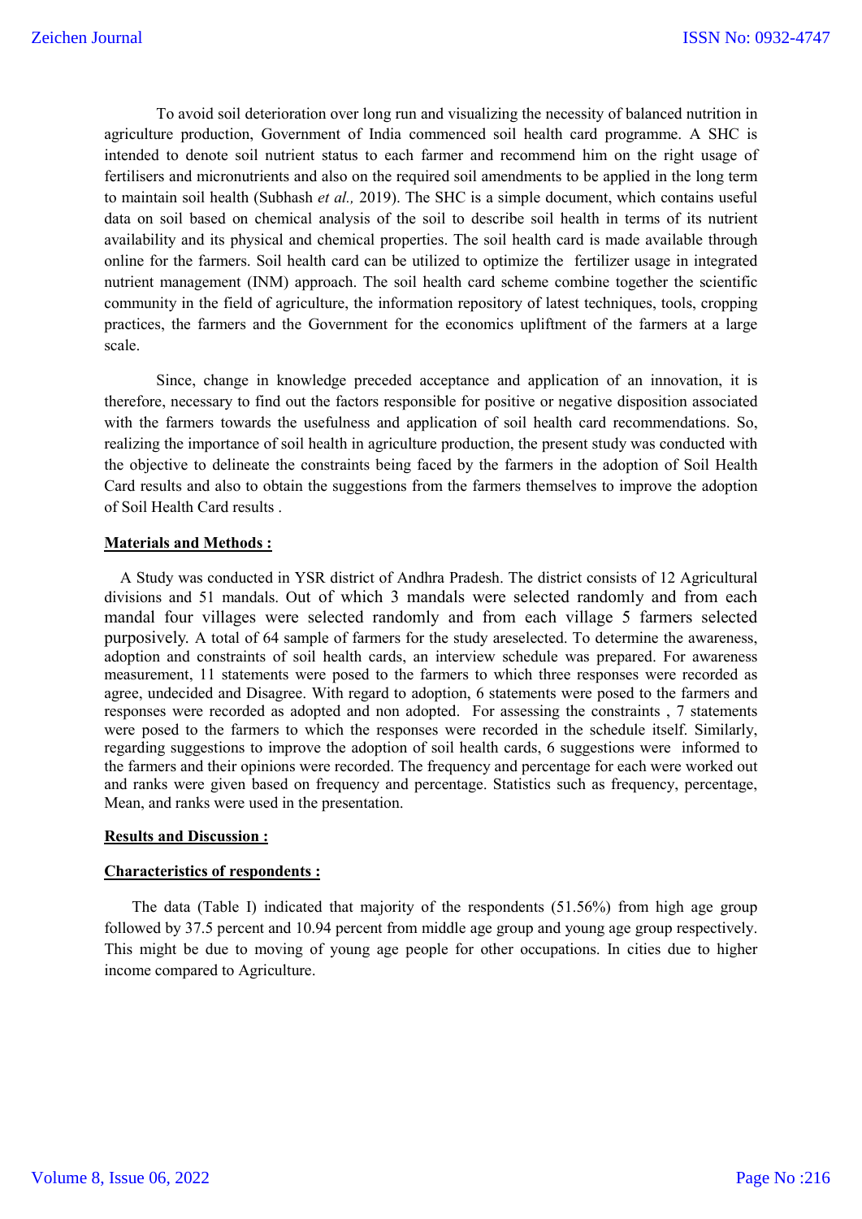To avoid soil deterioration over long run and visualizing the necessity of balanced nutrition in agriculture production, Government of India commenced soil health card programme. A SHC is intended to denote soil nutrient status to each farmer and recommend him on the right usage of fertilisers and micronutrients and also on the required soil amendments to be applied in the long term to maintain soil health (Subhash *et al.,* 2019). The SHC is a simple document, which contains useful data on soil based on chemical analysis of the soil to describe soil health in terms of its nutrient availability and its physical and chemical properties. The soil health card is made available through online for the farmers. Soil health card can be utilized to optimize the fertilizer usage in integrated nutrient management (INM) approach. The soil health card scheme combine together the scientific community in the field of agriculture, the information repository of latest techniques, tools, cropping practices, the farmers and the Government for the economics upliftment of the farmers at a large scale.

Since, change in knowledge preceded acceptance and application of an innovation, it is therefore, necessary to find out the factors responsible for positive or negative disposition associated with the farmers towards the usefulness and application of soil health card recommendations. So, realizing the importance of soil health in agriculture production, the present study was conducted with the objective to delineate the constraints being faced by the farmers in the adoption of Soil Health Card results and also to obtain the suggestions from the farmers themselves to improve the adoption of Soil Health Card results .

## Materials and Methods :

A Study was conducted in YSR district of Andhra Pradesh. The district consists of 12 Agricultural divisions and 51 mandals. Out of which 3 mandals were selected randomly and from each mandal four villages were selected randomly and from each village 5 farmers selected purposively. A total of 64 sample of farmers for the study areselected. To determine the awareness, adoption and constraints of soil health cards, an interview schedule was prepared. For awareness measurement, 11 statements were posed to the farmers to which three responses were recorded as agree, undecided and Disagree. With regard to adoption, 6 statements were posed to the farmers and responses were recorded as adopted and non adopted. For assessing the constraints , 7 statements were posed to the farmers to which the responses were recorded in the schedule itself. Similarly, regarding suggestions to improve the adoption of soil health cards, 6 suggestions were informed to the farmers and their opinions were recorded. The frequency and percentage for each were worked out and ranks were given based on frequency and percentage. Statistics such as frequency, percentage, Mean, and ranks were used in the presentation.

## Results and Discussion :

### Characteristics of respondents :

The data (Table I) indicated that majority of the respondents (51.56%) from high age group followed by 37.5 percent and 10.94 percent from middle age group and young age group respectively. This might be due to moving of young age people for other occupations. In cities due to higher income compared to Agriculture.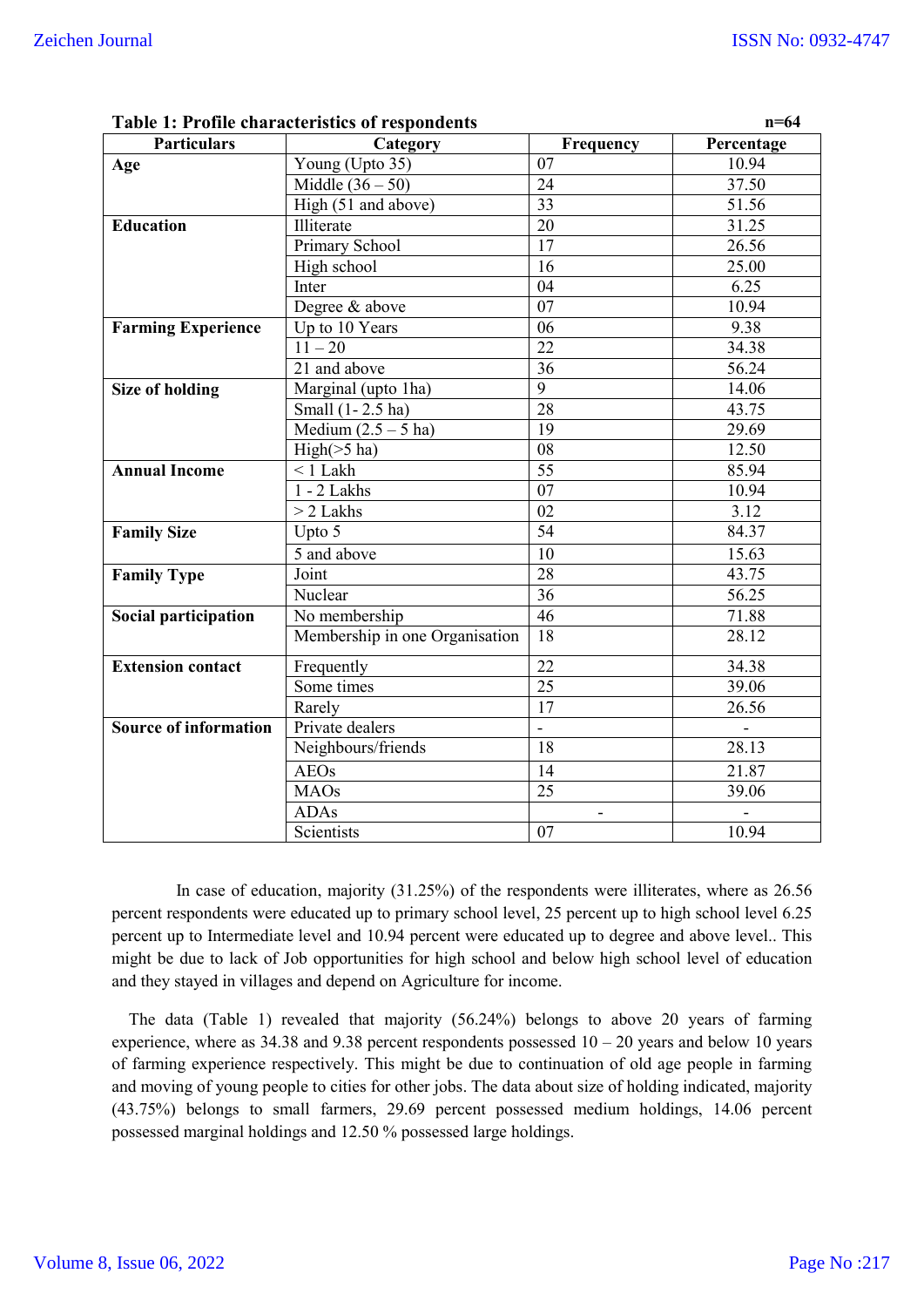**Table 1: Profile characteristics of respondents** n=64

| Particulars | Category | Frequency | Percentage |
|---|---|---|---|
| **Age** | Young (Upto 35) | 07 | 10.94 |
| | Middle (36 – 50) | 24 | 37.50 |
| | High (51 and above) | 33 | 51.56 |
| **Education** | Illiterate | 20 | 31.25 |
| | Primary School | 17 | 26.56 |
| | High school | 16 | 25.00 |
| | Inter | 04 | 6.25 |
| | Degree & above | 07 | 10.94 |
| **Farming Experience** | Up to 10 Years | 06 | 9.38 |
| | 11 – 20 | 22 | 34.38 |
| | 21 and above | 36 | 56.24 |
| **Size of holding** | Marginal (upto 1ha) | 9 | 14.06 |
| | Small (1- 2.5 ha) | 28 | 43.75 |
| | Medium (2.5 – 5 ha) | 19 | 29.69 |
| | High(>5 ha) | 08 | 12.50 |
| **Annual Income** | < 1 Lakh | 55 | 85.94 |
| | 1 - 2 Lakhs | 07 | 10.94 |
| | > 2 Lakhs | 02 | 3.12 |
| **Family Size** | Upto 5 | 54 | 84.37 |
| | 5 and above | 10 | 15.63 |
| **Family Type** | Joint | 28 | 43.75 |
| | Nuclear | 36 | 56.25 |
| **Social participation** | No membership | 46 | 71.88 |
| | Membership in one Organisation | 18 | 28.12 |
| **Extension contact** | Frequently | 22 | 34.38 |
| | Some times | 25 | 39.06 |
| | Rarely | 17 | 26.56 |
| **Source of information** | Private dealers | - | - |
| | Neighbours/friends | 18 | 28.13 |
| | AEOs | 14 | 21.87 |
| | MAOs | 25 | 39.06 |
| | ADAs | - | - |
| | Scientists | 07 | 10.94 |

In case of education, majority (31.25%) of the respondents were illiterates, where as 26.56 percent respondents were educated up to primary school level, 25 percent up to high school level 6.25 percent up to Intermediate level and 10.94 percent were educated up to degree and above level.. This might be due to lack of Job opportunities for high school and below high school level of education and they stayed in villages and depend on Agriculture for income.

The data (Table 1) revealed that majority (56.24%) belongs to above 20 years of farming experience, where as 34.38 and 9.38 percent respondents possessed 10 – 20 years and below 10 years of farming experience respectively. This might be due to continuation of old age people in farming and moving of young people to cities for other jobs. The data about size of holding indicated, majority (43.75%) belongs to small farmers, 29.69 percent possessed medium holdings, 14.06 percent possessed marginal holdings and 12.50 % possessed large holdings.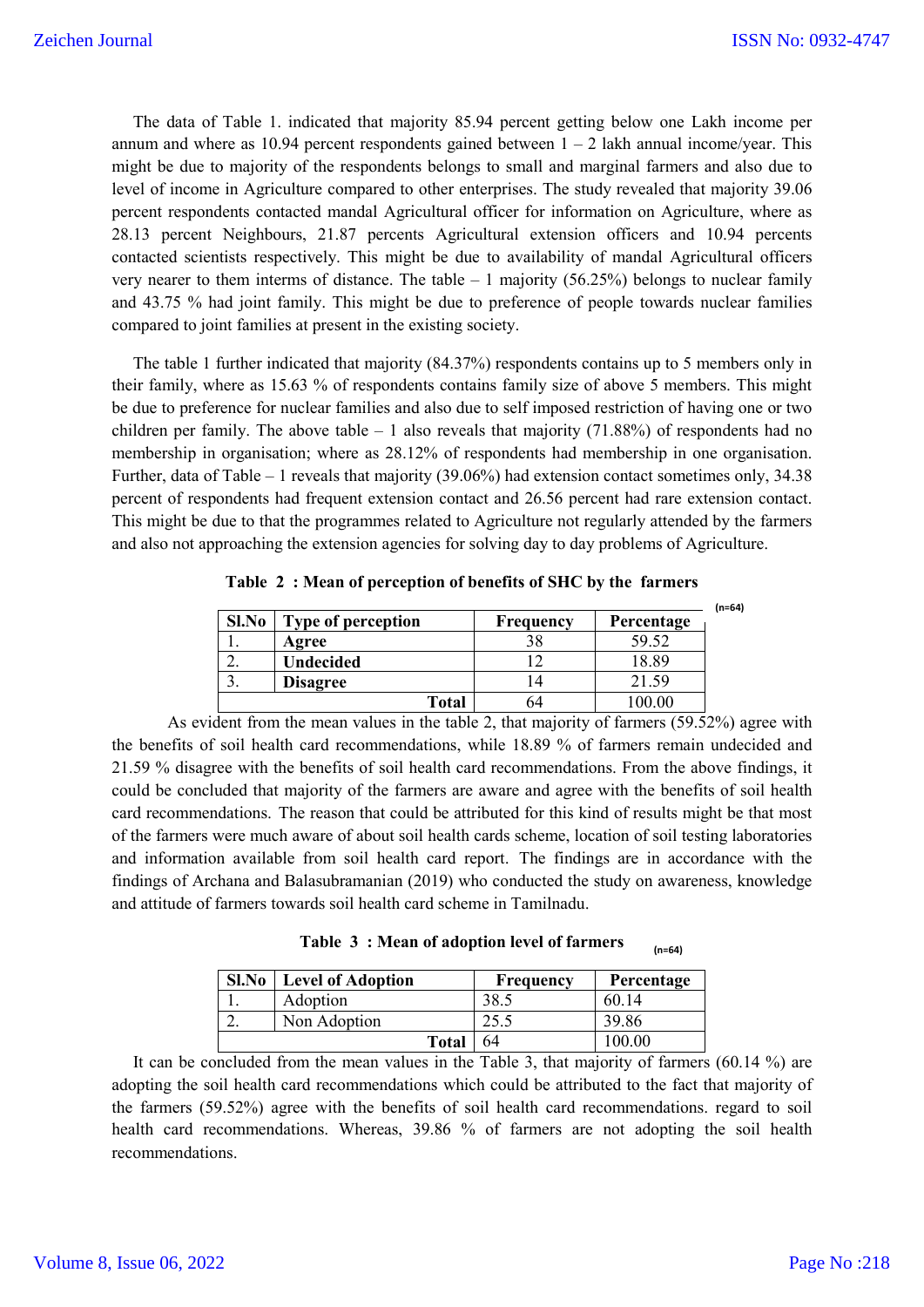The data of Table 1. indicated that majority 85.94 percent getting below one Lakh income per annum and where as 10.94 percent respondents gained between 1 – 2 lakh annual income/year. This might be due to majority of the respondents belongs to small and marginal farmers and also due to level of income in Agriculture compared to other enterprises. The study revealed that majority 39.06 percent respondents contacted mandal Agricultural officer for information on Agriculture, where as 28.13 percent Neighbours, 21.87 percents Agricultural extension officers and 10.94 percents contacted scientists respectively. This might be due to availability of mandal Agricultural officers very nearer to them interms of distance. The table – 1 majority (56.25%) belongs to nuclear family and 43.75 % had joint family. This might be due to preference of people towards nuclear families compared to joint families at present in the existing society.

The table 1 further indicated that majority (84.37%) respondents contains up to 5 members only in their family, where as 15.63 % of respondents contains family size of above 5 members. This might be due to preference for nuclear families and also due to self imposed restriction of having one or two children per family. The above table – 1 also reveals that majority (71.88%) of respondents had no membership in organisation; where as 28.12% of respondents had membership in one organisation. Further, data of Table – 1 reveals that majority (39.06%) had extension contact sometimes only, 34.38 percent of respondents had frequent extension contact and 26.56 percent had rare extension contact. This might be due to that the programmes related to Agriculture not regularly attended by the farmers and also not approaching the extension agencies for solving day to day problems of Agriculture.

**Table 2 : Mean of perception of benefits of SHC by the farmers** (n=64)

| Sl.No | Type of perception | Frequency | Percentage |
|---|---|---|---|
| 1. | **Agree** | 38 | 59.52 |
| 2. | **Undecided** | 12 | 18.89 |
| 3. | **Disagree** | 14 | 21.59 |
| | **Total** | 64 | 100.00 |

As evident from the mean values in the table 2, that majority of farmers (59.52%) agree with the benefits of soil health card recommendations, while 18.89 % of farmers remain undecided and 21.59 % disagree with the benefits of soil health card recommendations. From the above findings, it could be concluded that majority of the farmers are aware and agree with the benefits of soil health card recommendations. The reason that could be attributed for this kind of results might be that most of the farmers were much aware of about soil health cards scheme, location of soil testing laboratories and information available from soil health card report. The findings are in accordance with the findings of Archana and Balasubramanian (2019) who conducted the study on awareness, knowledge and attitude of farmers towards soil health card scheme in Tamilnadu.

**Table 3 : Mean of adoption level of farmers** (n=64)

| Sl.No | Level of Adoption | Frequency | Percentage |
|---|---|---|---|
| 1. | Adoption | 38.5 | 60.14 |
| 2. | Non Adoption | 25.5 | 39.86 |
| | **Total** | 64 | 100.00 |

It can be concluded from the mean values in the Table 3, that majority of farmers (60.14 %) are adopting the soil health card recommendations which could be attributed to the fact that majority of the farmers (59.52%) agree with the benefits of soil health card recommendations. regard to soil health card recommendations. Whereas, 39.86 % of farmers are not adopting the soil health recommendations.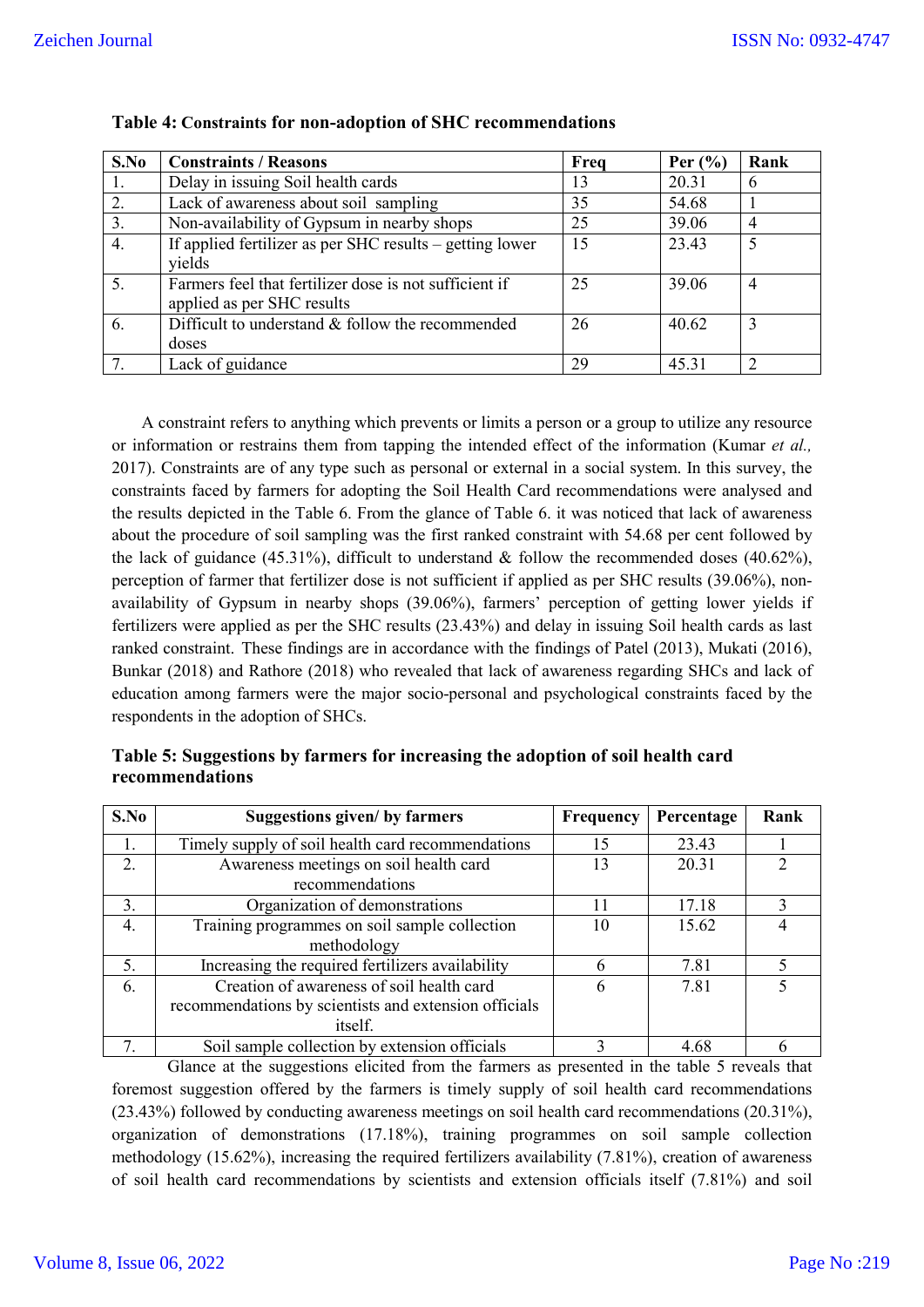**Table 4: Constraints for non-adoption of SHC recommendations**

| S.No | Constraints / Reasons | Freq | Per (%) | Rank |
|---|---|---|---|---|
| 1. | Delay in issuing Soil health cards | 13 | 20.31 | 6 |
| 2. | Lack of awareness about soil sampling | 35 | 54.68 | 1 |
| 3. | Non-availability of Gypsum in nearby shops | 25 | 39.06 | 4 |
| 4. | If applied fertilizer as per SHC results – getting lower yields | 15 | 23.43 | 5 |
| 5. | Farmers feel that fertilizer dose is not sufficient if applied as per SHC results | 25 | 39.06 | 4 |
| 6. | Difficult to understand & follow the recommended doses | 26 | 40.62 | 3 |
| 7. | Lack of guidance | 29 | 45.31 | 2 |

A constraint refers to anything which prevents or limits a person or a group to utilize any resource or information or restrains them from tapping the intended effect of the information (Kumar *et al.,* 2017). Constraints are of any type such as personal or external in a social system. In this survey, the constraints faced by farmers for adopting the Soil Health Card recommendations were analysed and the results depicted in the Table 6. From the glance of Table 6. it was noticed that lack of awareness about the procedure of soil sampling was the first ranked constraint with 54.68 per cent followed by the lack of guidance (45.31%), difficult to understand & follow the recommended doses (40.62%), perception of farmer that fertilizer dose is not sufficient if applied as per SHC results (39.06%), non-availability of Gypsum in nearby shops (39.06%), farmers' perception of getting lower yields if fertilizers were applied as per the SHC results (23.43%) and delay in issuing Soil health cards as last ranked constraint. These findings are in accordance with the findings of Patel (2013), Mukati (2016), Bunkar (2018) and Rathore (2018) who revealed that lack of awareness regarding SHCs and lack of education among farmers were the major socio-personal and psychological constraints faced by the respondents in the adoption of SHCs.

**Table 5: Suggestions by farmers for increasing the adoption of soil health card recommendations**

| S.No | Suggestions given/ by farmers | Frequency | Percentage | Rank |
|---|---|---|---|---|
| 1. | Timely supply of soil health card recommendations | 15 | 23.43 | 1 |
| 2. | Awareness meetings on soil health card recommendations | 13 | 20.31 | 2 |
| 3. | Organization of demonstrations | 11 | 17.18 | 3 |
| 4. | Training programmes on soil sample collection methodology | 10 | 15.62 | 4 |
| 5. | Increasing the required fertilizers availability | 6 | 7.81 | 5 |
| 6. | Creation of awareness of soil health card recommendations by scientists and extension officials itself. | 6 | 7.81 | 5 |
| 7. | Soil sample collection by extension officials | 3 | 4.68 | 6 |

Glance at the suggestions elicited from the farmers as presented in the table 5 reveals that foremost suggestion offered by the farmers is timely supply of soil health card recommendations (23.43%) followed by conducting awareness meetings on soil health card recommendations (20.31%), organization of demonstrations (17.18%), training programmes on soil sample collection methodology (15.62%), increasing the required fertilizers availability (7.81%), creation of awareness of soil health card recommendations by scientists and extension officials itself (7.81%) and soil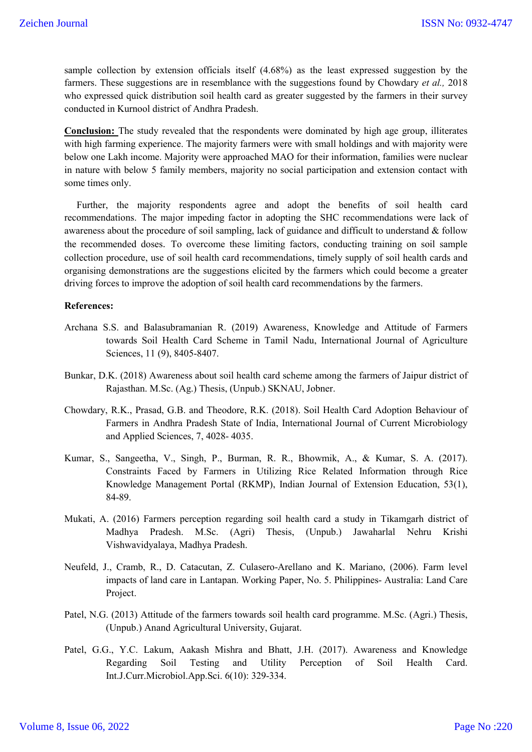sample collection by extension officials itself (4.68%) as the least expressed suggestion by the farmers. These suggestions are in resemblance with the suggestions found by Chowdary *et al.,* 2018 who expressed quick distribution soil health card as greater suggested by the farmers in their survey conducted in Kurnool district of Andhra Pradesh.

**Conclusion:** The study revealed that the respondents were dominated by high age group, illiterates with high farming experience. The majority farmers were with small holdings and with majority were below one Lakh income. Majority were approached MAO for their information, families were nuclear in nature with below 5 family members, majority no social participation and extension contact with some times only.

Further, the majority respondents agree and adopt the benefits of soil health card recommendations. The major impeding factor in adopting the SHC recommendations were lack of awareness about the procedure of soil sampling, lack of guidance and difficult to understand & follow the recommended doses. To overcome these limiting factors, conducting training on soil sample collection procedure, use of soil health card recommendations, timely supply of soil health cards and organising demonstrations are the suggestions elicited by the farmers which could become a greater driving forces to improve the adoption of soil health card recommendations by the farmers.

**References:**

Archana S.S. and Balasubramanian R. (2019) Awareness, Knowledge and Attitude of Farmers towards Soil Health Card Scheme in Tamil Nadu, International Journal of Agriculture Sciences, 11 (9), 8405-8407.

Bunkar, D.K. (2018) Awareness about soil health card scheme among the farmers of Jaipur district of Rajasthan. M.Sc. (Ag.) Thesis, (Unpub.) SKNAU, Jobner.

Chowdary, R.K., Prasad, G.B. and Theodore, R.K. (2018). Soil Health Card Adoption Behaviour of Farmers in Andhra Pradesh State of India, International Journal of Current Microbiology and Applied Sciences, 7, 4028- 4035.

Kumar, S., Sangeetha, V., Singh, P., Burman, R. R., Bhowmik, A., & Kumar, S. A. (2017). Constraints Faced by Farmers in Utilizing Rice Related Information through Rice Knowledge Management Portal (RKMP), Indian Journal of Extension Education, 53(1), 84-89.

Mukati, A. (2016) Farmers perception regarding soil health card a study in Tikamgarh district of Madhya Pradesh. M.Sc. (Agri) Thesis, (Unpub.) Jawaharlal Nehru Krishi Vishwavidyalaya, Madhya Pradesh.

Neufeld, J., Cramb, R., D. Catacutan, Z. Culasero-Arellano and K. Mariano, (2006). Farm level impacts of land care in Lantapan. Working Paper, No. 5. Philippines- Australia: Land Care Project.

Patel, N.G. (2013) Attitude of the farmers towards soil health card programme. M.Sc. (Agri.) Thesis, (Unpub.) Anand Agricultural University, Gujarat.

Patel, G.G., Y.C. Lakum, Aakash Mishra and Bhatt, J.H. (2017). Awareness and Knowledge Regarding Soil Testing and Utility Perception of Soil Health Card. Int.J.Curr.Microbiol.App.Sci. 6(10): 329-334.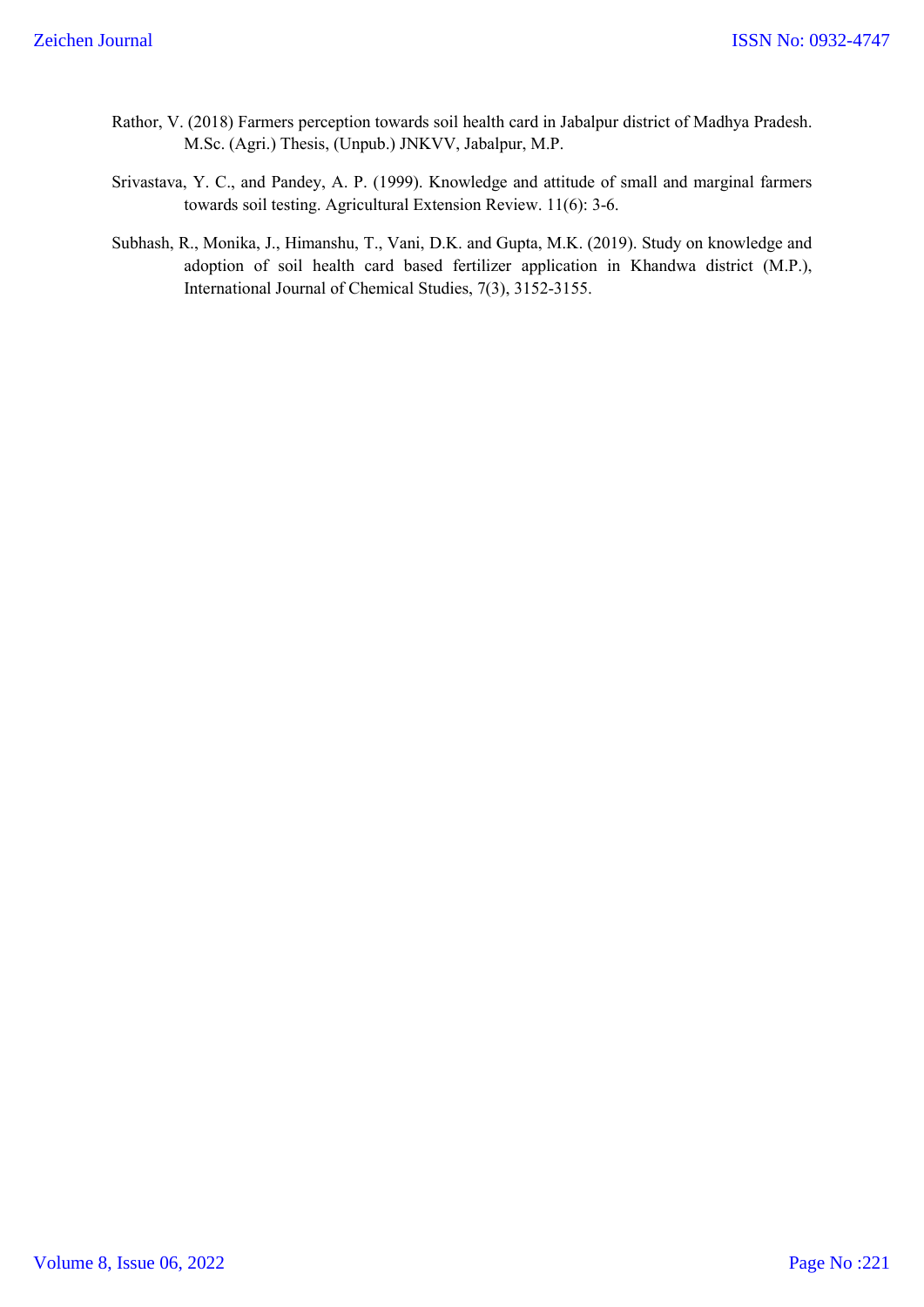Rathor, V. (2018) Farmers perception towards soil health card in Jabalpur district of Madhya Pradesh. M.Sc. (Agri.) Thesis, (Unpub.) JNKVV, Jabalpur, M.P.

Srivastava, Y. C., and Pandey, A. P. (1999). Knowledge and attitude of small and marginal farmers towards soil testing. Agricultural Extension Review. 11(6): 3-6.

Subhash, R., Monika, J., Himanshu, T., Vani, D.K. and Gupta, M.K. (2019). Study on knowledge and adoption of soil health card based fertilizer application in Khandwa district (M.P.), International Journal of Chemical Studies, 7(3), 3152-3155.